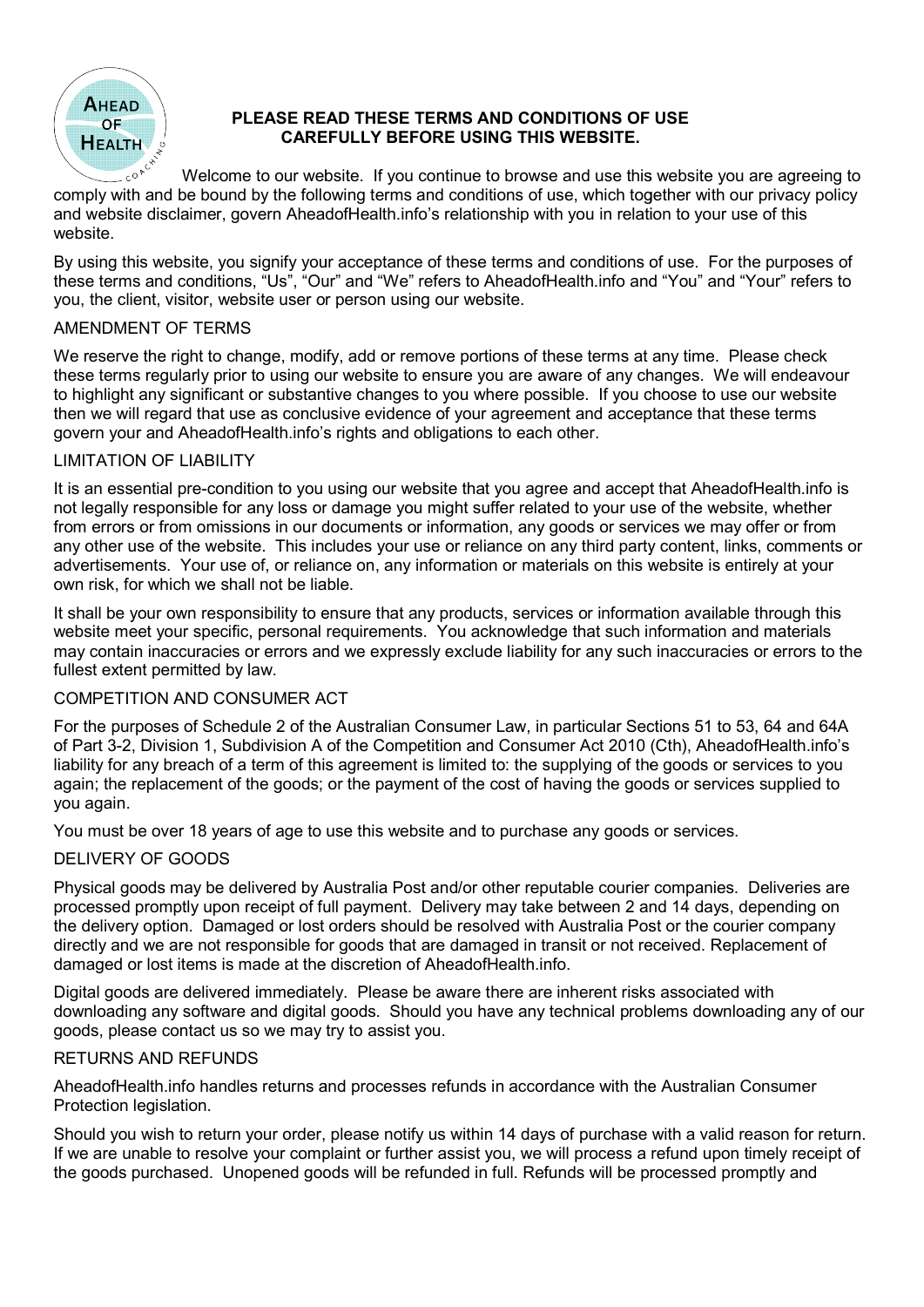**PLEASE READ THESE TERMS AND CONDITIONS OF USE CAREFULLY BEFORE USING THIS WEBSITE.**

Welcome to our website. If you continue to browse and use this website you are agreeing to comply with and be bound by the following terms and conditions of use, which together with our privacy policy and website disclaimer, govern AheadofHealth.info's relationship with you in relation to your use of this website.

By using this website, you signify your acceptance of these terms and conditions of use. For the purposes of these terms and conditions, "Us", "Our" and "We" refers to AheadofHealth.info and "You" and "Your" refers to you, the client, visitor, website user or person using our website.

## AMENDMENT OF TERMS

We reserve the right to change, modify, add or remove portions of these terms at any time. Please check these terms regularly prior to using our website to ensure you are aware of any changes. We will endeavour to highlight any significant or substantive changes to you where possible. If you choose to use our website then we will regard that use as conclusive evidence of your agreement and acceptance that these terms govern your and AheadofHealth.info's rights and obligations to each other.

## LIMITATION OF LIABILITY

It is an essential pre-condition to you using our website that you agree and accept that AheadofHealth.info is not legally responsible for any loss or damage you might suffer related to your use of the website, whether from errors or from omissions in our documents or information, any goods or services we may offer or from any other use of the website. This includes your use or reliance on any third party content, links, comments or advertisements. Your use of, or reliance on, any information or materials on this website is entirely at your own risk, for which we shall not be liable.

It shall be your own responsibility to ensure that any products, services or information available through this website meet your specific, personal requirements. You acknowledge that such information and materials may contain inaccuracies or errors and we expressly exclude liability for any such inaccuracies or errors to the fullest extent permitted by law.

## COMPETITION AND CONSUMER ACT

For the purposes of Schedule 2 of the Australian Consumer Law, in particular Sections 51 to 53, 64 and 64A of Part 3-2, Division 1, Subdivision A of the Competition and Consumer Act 2010 (Cth), AheadofHealth.info's liability for any breach of a term of this agreement is limited to: the supplying of the goods or services to you again; the replacement of the goods; or the payment of the cost of having the goods or services supplied to you again.

You must be over 18 years of age to use this website and to purchase any goods or services.

## DELIVERY OF GOODS

Physical goods may be delivered by Australia Post and/or other reputable courier companies. Deliveries are processed promptly upon receipt of full payment. Delivery may take between 2 and 14 days, depending on the delivery option. Damaged or lost orders should be resolved with Australia Post or the courier company directly and we are not responsible for goods that are damaged in transit or not received. Replacement of damaged or lost items is made at the discretion of AheadofHealth.info.

Digital goods are delivered immediately. Please be aware there are inherent risks associated with downloading any software and digital goods. Should you have any technical problems downloading any of our goods, please contact us so we may try to assist you.

## RETURNS AND REFUNDS

AheadofHealth.info handles returns and processes refunds in accordance with the Australian Consumer Protection legislation.

Should you wish to return your order, please notify us within 14 days of purchase with a valid reason for return. If we are unable to resolve your complaint or further assist you, we will process a refund upon timely receipt of the goods purchased. Unopened goods will be refunded in full. Refunds will be processed promptly and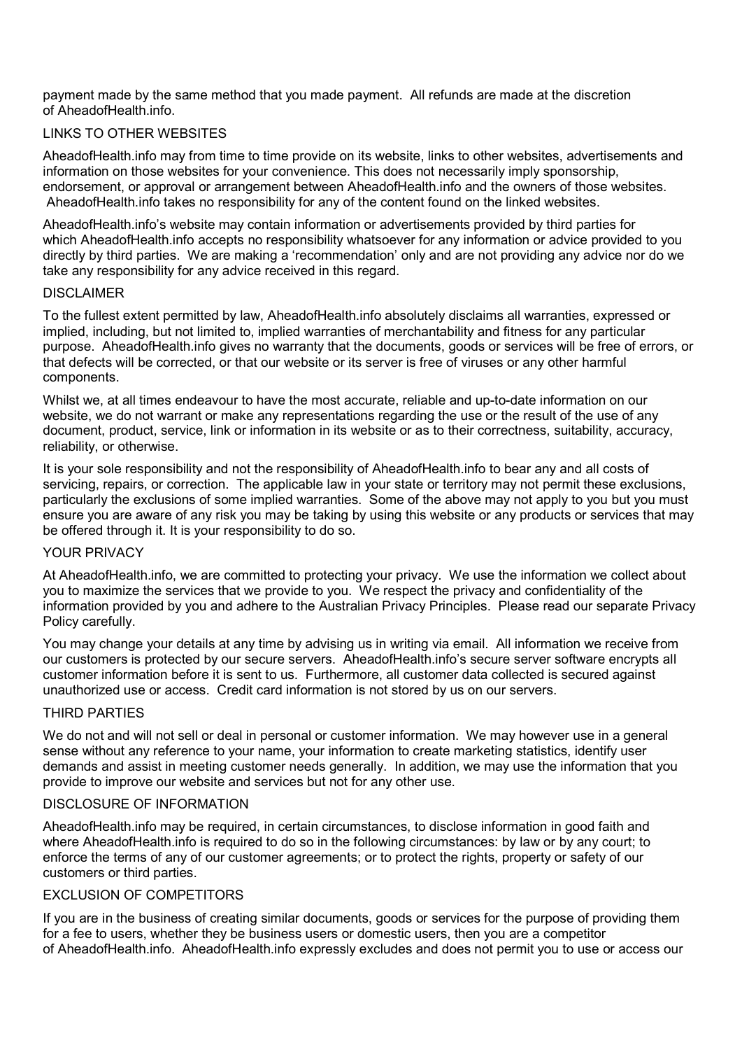payment made by the same method that you made payment. All refunds are made at the discretion of AheadofHealth.info.

## LINKS TO OTHER WEBSITES

AheadofHealth.info may from time to time provide on its website, links to other websites, advertisements and information on those websites for your convenience. This does not necessarily imply sponsorship, endorsement, or approval or arrangement between AheadofHealth.info and the owners of those websites. AheadofHealth.info takes no responsibility for any of the content found on the linked websites.

AheadofHealth.info's website may contain information or advertisements provided by third parties for which AheadofHealth.info accepts no responsibility whatsoever for any information or advice provided to you directly by third parties. We are making a 'recommendation' only and are not providing any advice nor do we take any responsibility for any advice received in this regard.

## DISCLAIMER

To the fullest extent permitted by law, AheadofHealth.info absolutely disclaims all warranties, expressed or implied, including, but not limited to, implied warranties of merchantability and fitness for any particular purpose. AheadofHealth.info gives no warranty that the documents, goods or services will be free of errors, or that defects will be corrected, or that our website or its server is free of viruses or any other harmful components.

Whilst we, at all times endeavour to have the most accurate, reliable and up-to-date information on our website, we do not warrant or make any representations regarding the use or the result of the use of any document, product, service, link or information in its website or as to their correctness, suitability, accuracy, reliability, or otherwise.

It is your sole responsibility and not the responsibility of AheadofHealth.info to bear any and all costs of servicing, repairs, or correction. The applicable law in your state or territory may not permit these exclusions, particularly the exclusions of some implied warranties. Some of the above may not apply to you but you must ensure you are aware of any risk you may be taking by using this website or any products or services that may be offered through it. It is your responsibility to do so.

## YOUR PRIVACY

At AheadofHealth.info, we are committed to protecting your privacy. We use the information we collect about you to maximize the services that we provide to you. We respect the privacy and confidentiality of the information provided by you and adhere to the Australian Privacy Principles. Please read our separate Privacy Policy carefully.

You may change your details at any time by advising us in writing via email. All information we receive from our customers is protected by our secure servers. AheadofHealth.info's secure server software encrypts all customer information before it is sent to us. Furthermore, all customer data collected is secured against unauthorized use or access. Credit card information is not stored by us on our servers.

## THIRD PARTIES

We do not and will not sell or deal in personal or customer information. We may however use in a general sense without any reference to your name, your information to create marketing statistics, identify user demands and assist in meeting customer needs generally. In addition, we may use the information that you provide to improve our website and services but not for any other use.

## DISCLOSURE OF INFORMATION

AheadofHealth.info may be required, in certain circumstances, to disclose information in good faith and where AheadofHealth.info is required to do so in the following circumstances: by law or by any court; to enforce the terms of any of our customer agreements; or to protect the rights, property or safety of our customers or third parties.

## EXCLUSION OF COMPETITORS

If you are in the business of creating similar documents, goods or services for the purpose of providing them for a fee to users, whether they be business users or domestic users, then you are a competitor of AheadofHealth.info. AheadofHealth.info expressly excludes and does not permit you to use or access our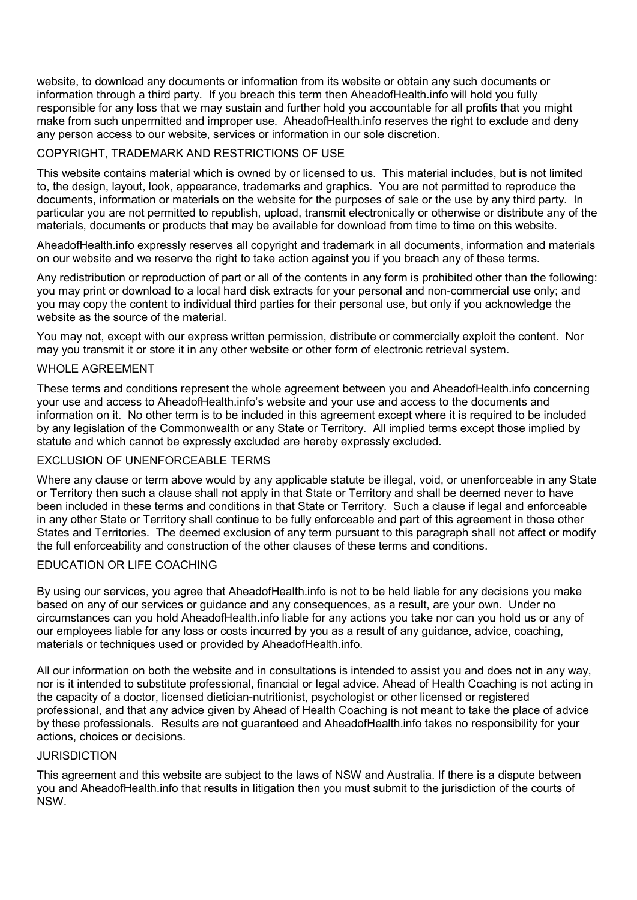website, to download any documents or information from its website or obtain any such documents or information through a third party. If you breach this term then AheadofHealth.info will hold you fully responsible for any loss that we may sustain and further hold you accountable for all profits that you might make from such unpermitted and improper use. AheadofHealth.info reserves the right to exclude and deny any person access to our website, services or information in our sole discretion.

## COPYRIGHT, TRADEMARK AND RESTRICTIONS OF USE

This website contains material which is owned by or licensed to us. This material includes, but is not limited to, the design, layout, look, appearance, trademarks and graphics. You are not permitted to reproduce the documents, information or materials on the website for the purposes of sale or the use by any third party. In particular you are not permitted to republish, upload, transmit electronically or otherwise or distribute any of the materials, documents or products that may be available for download from time to time on this website.

AheadofHealth.info expressly reserves all copyright and trademark in all documents, information and materials on our website and we reserve the right to take action against you if you breach any of these terms.

Any redistribution or reproduction of part or all of the contents in any form is prohibited other than the following: you may print or download to a local hard disk extracts for your personal and non-commercial use only; and you may copy the content to individual third parties for their personal use, but only if you acknowledge the website as the source of the material.

You may not, except with our express written permission, distribute or commercially exploit the content. Nor may you transmit it or store it in any other website or other form of electronic retrieval system.

## WHOLE AGREEMENT

These terms and conditions represent the whole agreement between you and AheadofHealth.info concerning your use and access to AheadofHealth.info's website and your use and access to the documents and information on it. No other term is to be included in this agreement except where it is required to be included by any legislation of the Commonwealth or any State or Territory. All implied terms except those implied by statute and which cannot be expressly excluded are hereby expressly excluded.

## EXCLUSION OF UNENFORCEABLE TERMS

Where any clause or term above would by any applicable statute be illegal, void, or unenforceable in any State or Territory then such a clause shall not apply in that State or Territory and shall be deemed never to have been included in these terms and conditions in that State or Territory. Such a clause if legal and enforceable in any other State or Territory shall continue to be fully enforceable and part of this agreement in those other States and Territories. The deemed exclusion of any term pursuant to this paragraph shall not affect or modify the full enforceability and construction of the other clauses of these terms and conditions.

## EDUCATION OR LIFE COACHING

By using our services, you agree that AheadofHealth.info is not to be held liable for any decisions you make based on any of our services or guidance and any consequences, as a result, are your own. Under no circumstances can you hold AheadofHealth.info liable for any actions you take nor can you hold us or any of our employees liable for any loss or costs incurred by you as a result of any guidance, advice, coaching, materials or techniques used or provided by AheadofHealth.info.

All our information on both the website and in consultations is intended to assist you and does not in any way, nor is it intended to substitute professional, financial or legal advice. Ahead of Health Coaching is not acting in the capacity of a doctor, licensed dietician-nutritionist, psychologist or other licensed or registered professional, and that any advice given by Ahead of Health Coaching is not meant to take the place of advice by these professionals. Results are not guaranteed and AheadofHealth.info takes no responsibility for your actions, choices or decisions.

## JURISDICTION

This agreement and this website are subject to the laws of NSW and Australia. If there is a dispute between you and AheadofHealth.info that results in litigation then you must submit to the jurisdiction of the courts of NSW.